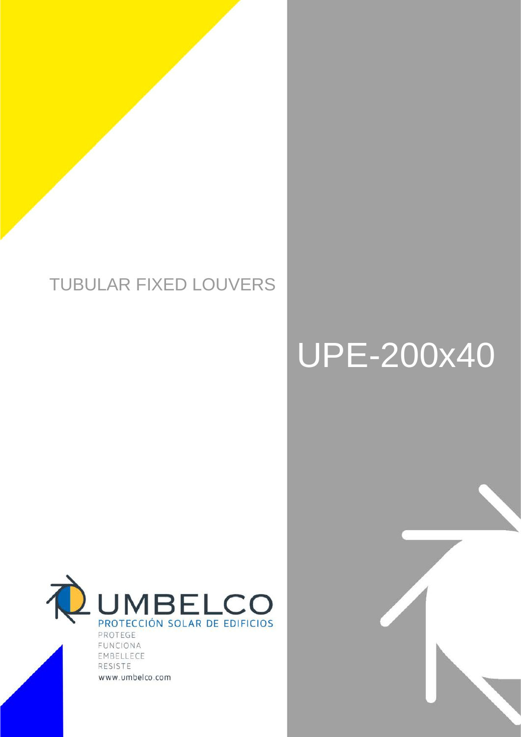TUBULAR FIXED LOUVERS

# UPE-200x40

UMBELCO

PROTECCIÓN SOLAR DE EDIFICIOS

PROTEGE
FUNCIONA
EMBELLECE
RESISTE

www.umbelco.com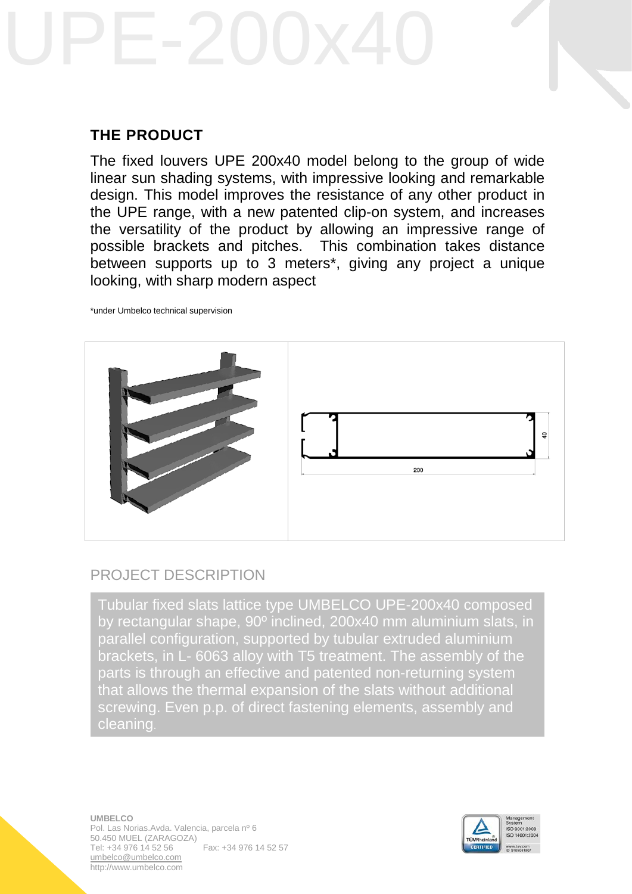# UPE-200x40

## THE PRODUCT

The fixed louvers UPE 200x40 model belong to the group of wide linear sun shading systems, with impressive looking and remarkable design. This model improves the resistance of any other product in the UPE range, with a new patented clip-on system, and increases the versatility of the product by allowing an impressive range of possible brackets and pitches. This combination takes distance between supports up to 3 meters*, giving any project a unique looking, with sharp modern aspect

*under Umbelco technical supervision

## PROJECT DESCRIPTION

Tubular fixed slats lattice type UMBELCO UPE-200x40 composed by rectangular shape, 90º inclined, 200x40 mm aluminium slats, in parallel configuration, supported by tubular extruded aluminium brackets, in L- 6063 alloy with T5 treatment. The assembly of the parts is through an effective and patented non-returning system that allows the thermal expansion of the slats without additional screwing. Even p.p. of direct fastening elements, assembly and cleaning.

**UMBELCO**
Pol. Las Norias.Avda. Valencia, parcela nº 6
50.450 MUEL (ZARAGOZA)
Tel: +34 976 14 52 56 Fax: +34 976 14 52 57
umbelco@umbelco.com
http://www.umbelco.com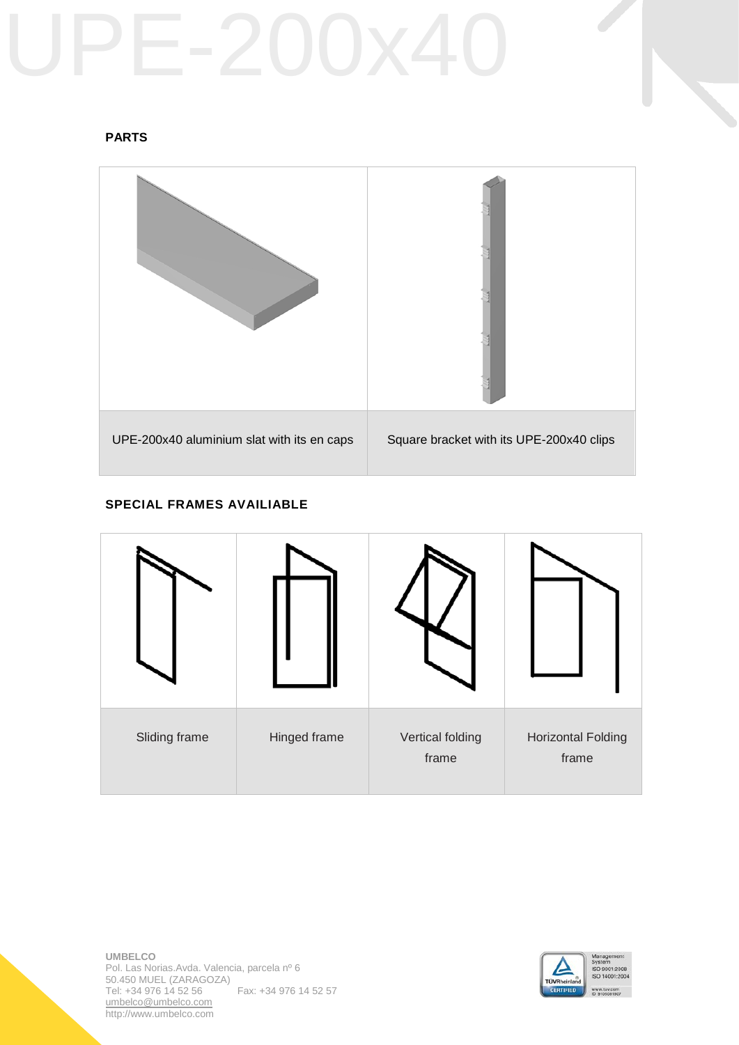# UPE-200x40

**PARTS**

| | |
|---|---|
| UPE-200x40 aluminium slat with its en caps | Square bracket with its UPE-200x40 clips |

**SPECIAL FRAMES AVAILIABLE**

| | | | |
|---|---|---|---|
| Sliding frame | Hinged frame | Vertical folding frame | Horizontal Folding frame |

**UMBELCO**
Pol. Las Norias.Avda. Valencia, parcela nº 6
50.450 MUEL (ZARAGOZA)
Tel: +34 976 14 52 56 Fax: +34 976 14 52 57
umbelco@umbelco.com
http://www.umbelco.com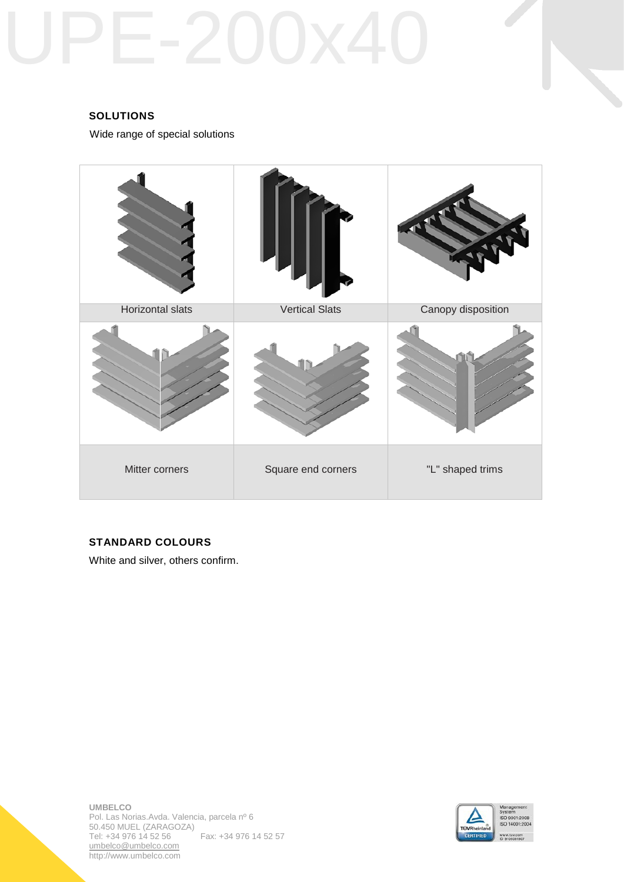# UPE-200x40

## SOLUTIONS

Wide range of special solutions

| Horizontal slats | Vertical Slats | Canopy disposition |
| --- | --- | --- |
| Mitter corners | Square end corners | "L" shaped trims |

## STANDARD COLOURS

White and silver, others confirm.

**UMBELCO**
Pol. Las Norias.Avda. Valencia, parcela nº 6
50.450 MUEL (ZARAGOZA)
Tel: +34 976 14 52 56 Fax: +34 976 14 52 57
umbelco@umbelco.com
http://www.umbelco.com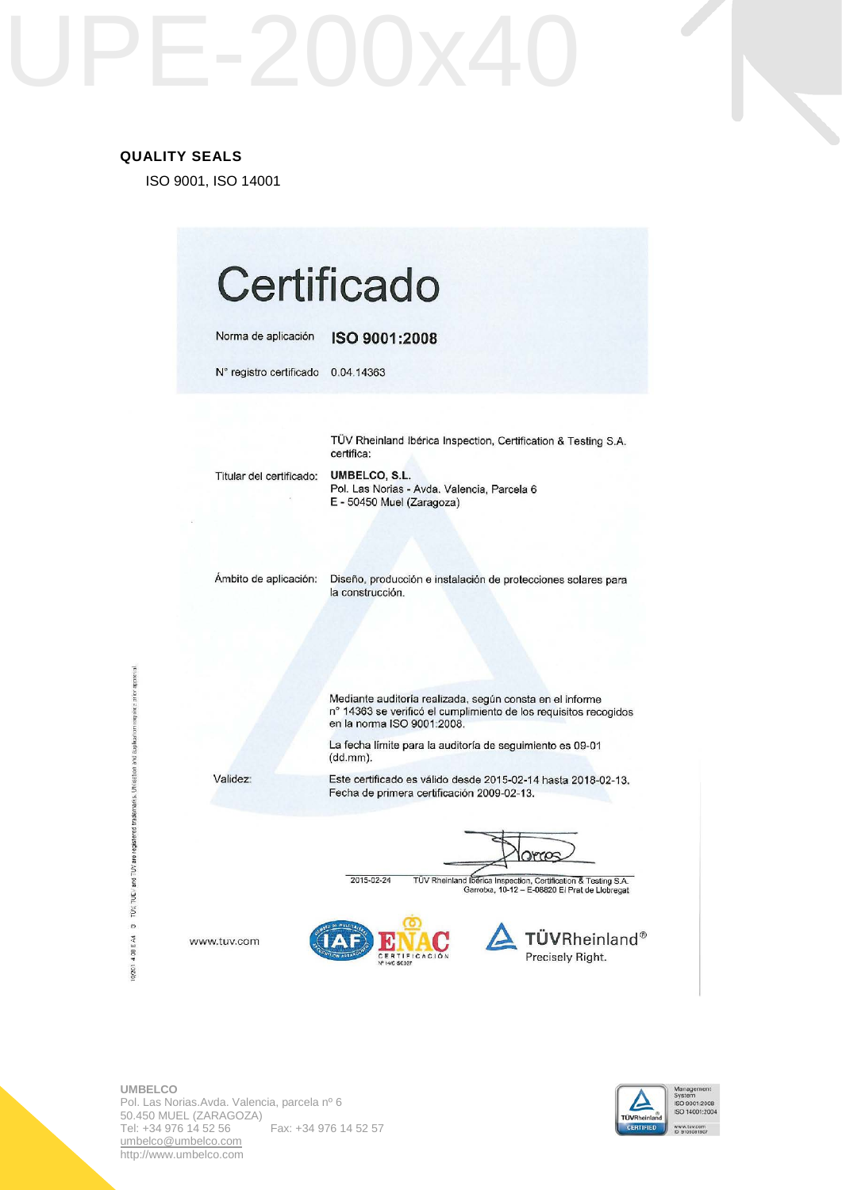# UPE-200x40

## QUALITY SEALS

ISO 9001, ISO 14001

# Certificado

Norma de aplicación **ISO 9001:2008**

N° registro certificado 0.04.14363

TÜV Rheinland Ibérica Inspection, Certification & Testing S.A. certifica:

Titular del certificado: **UMBELCO, S.L.**
Pol. Las Norias - Avda. Valencia, Parcela 6
E - 50450 Muel (Zaragoza)

Ámbito de aplicación: Diseño, producción e instalación de protecciones solares para la construcción.

Mediante auditoría realizada, según consta en el informe n° 14363 se verificó el cumplimiento de los requisitos recogidos en la norma ISO 9001:2008.

La fecha límite para la auditoría de seguimiento es 09-01 (dd.mm).

Validez: Este certificado es válido desde 2015-02-14 hasta 2018-02-13.
Fecha de primera certificación 2009-02-13.

2015-02-24 TÜV Rheinland Ibérica Inspection, Certification & Testing S.A.
Garrotxa, 10-12 – E-08820 El Prat de Llobregat

www.tuv.com

TÜVRheinland® Precisely Right.

**UMBELCO**
Pol. Las Norias.Avda. Valencia, parcela nº 6
50.450 MUEL (ZARAGOZA)
Tel: +34 976 14 52 56 Fax: +34 976 14 52 57
umbelco@umbelco.com
http://www.umbelco.com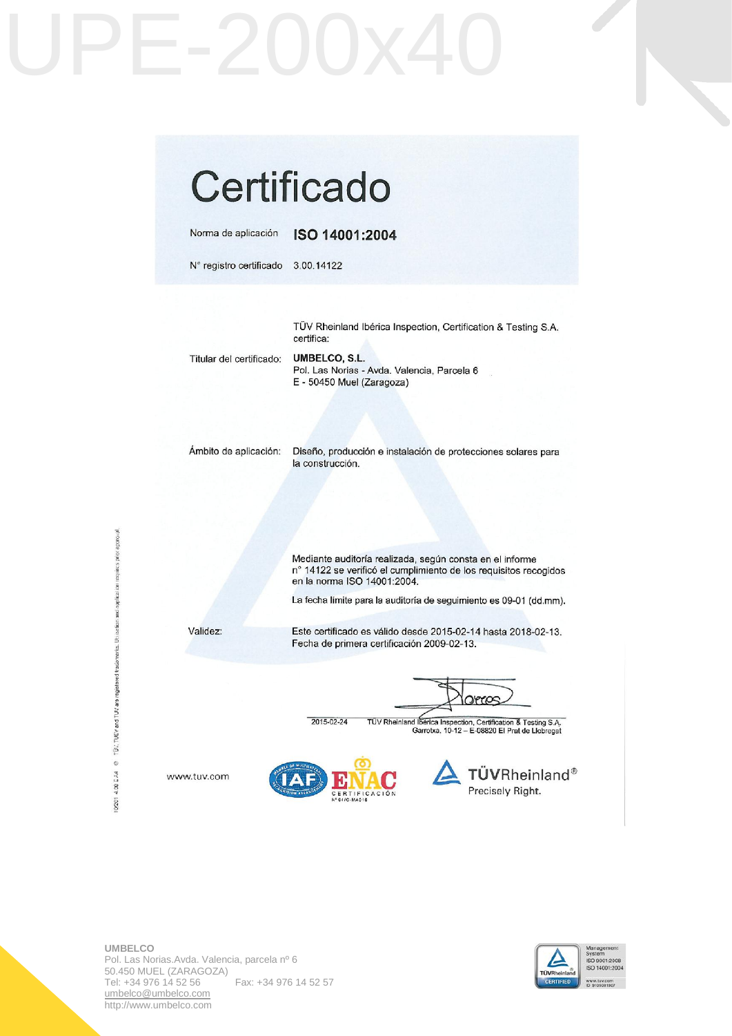# UPE-200x40

## Certificado

Norma de aplicación **ISO 14001:2004**

N° registro certificado 3.00.14122

TÜV Rheinland Ibérica Inspection, Certification & Testing S.A. certifica:

Titular del certificado: **UMBELCO, S.L.**
Pol. Las Norias - Avda. Valencia, Parcela 6
E - 50450 Muel (Zaragoza)

Ámbito de aplicación: Diseño, producción e instalación de protecciones solares para la construcción.

Mediante auditoría realizada, según consta en el informe n° 14122 se verificó el cumplimiento de los requisitos recogidos en la norma ISO 14001:2004.

La fecha límite para la auditoría de seguimiento es 09-01 (dd.mm).

Validez: Este certificado es válido desde 2015-02-14 hasta 2018-02-13.
Fecha de primera certificación 2009-02-13.

2015-02-24 TÜV Rheinland Ibérica Inspection, Certification & Testing S.A.
Garrotxa, 10-12 – E-08820 El Prat de Llobregat

www.tuv.com

TÜVRheinland® Precisely Right.

**UMBELCO**
Pol. Las Norias.Avda. Valencia, parcela nº 6
50.450 MUEL (ZARAGOZA)
Tel: +34 976 14 52 56 Fax: +34 976 14 52 57
umbelco@umbelco.com
http://www.umbelco.com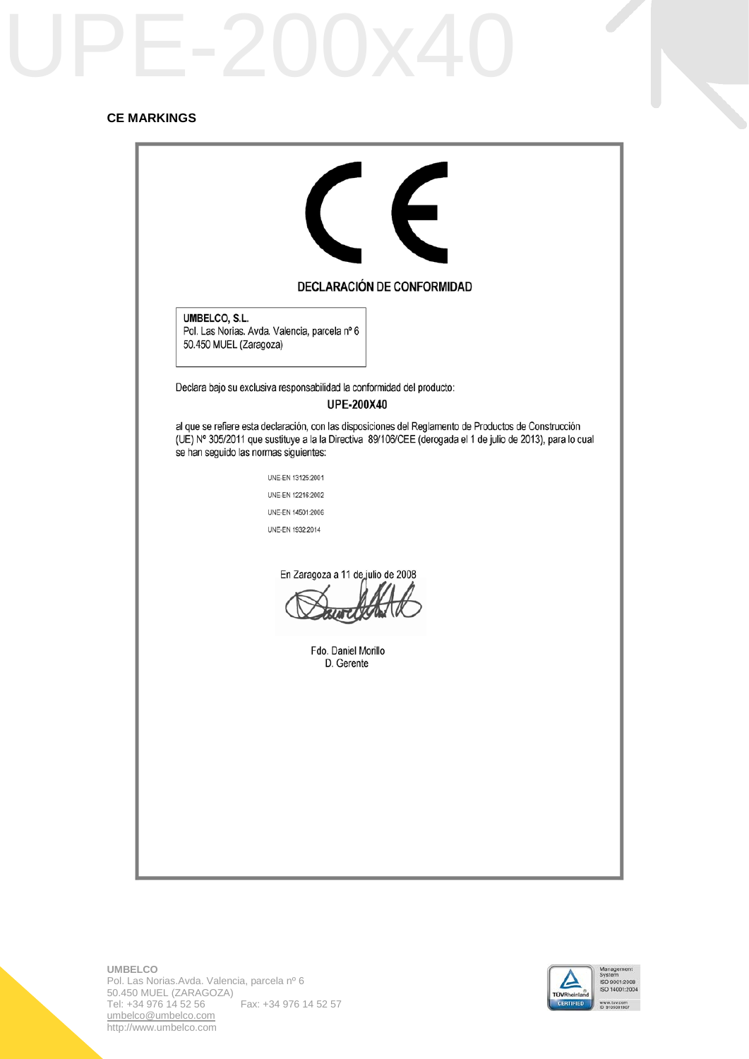# CE MARKINGS

## DECLARACIÓN DE CONFORMIDAD

**UMBELCO, S.L.**
Pol. Las Norias. Avda. Valencia, parcela nº 6
50.450 MUEL (Zaragoza)

Declara bajo su exclusiva responsabilidad la conformidad del producto:

**UPE-200X40**

al que se refiere esta declaración, con las disposiciones del Reglamento de Productos de Construcción (UE) Nº 305/2011 que sustituye a la la Directiva 89/106/CEE (derogada el 1 de julio de 2013), para lo cual se han seguido las normas siguientes:

UNE-EN 13125:2001

UNE-EN 12216:2002

UNE-EN 14501:2006

UNE-EN 1932:2014

En Zaragoza a 11 de julio de 2008

Fdo. Daniel Morillo
D. Gerente

**UMBELCO**
Pol. Las Norias.Avda. Valencia, parcela nº 6
50.450 MUEL (ZARAGOZA)
Tel: +34 976 14 52 56 Fax: +34 976 14 52 57
umbelco@umbelco.com
http://www.umbelco.com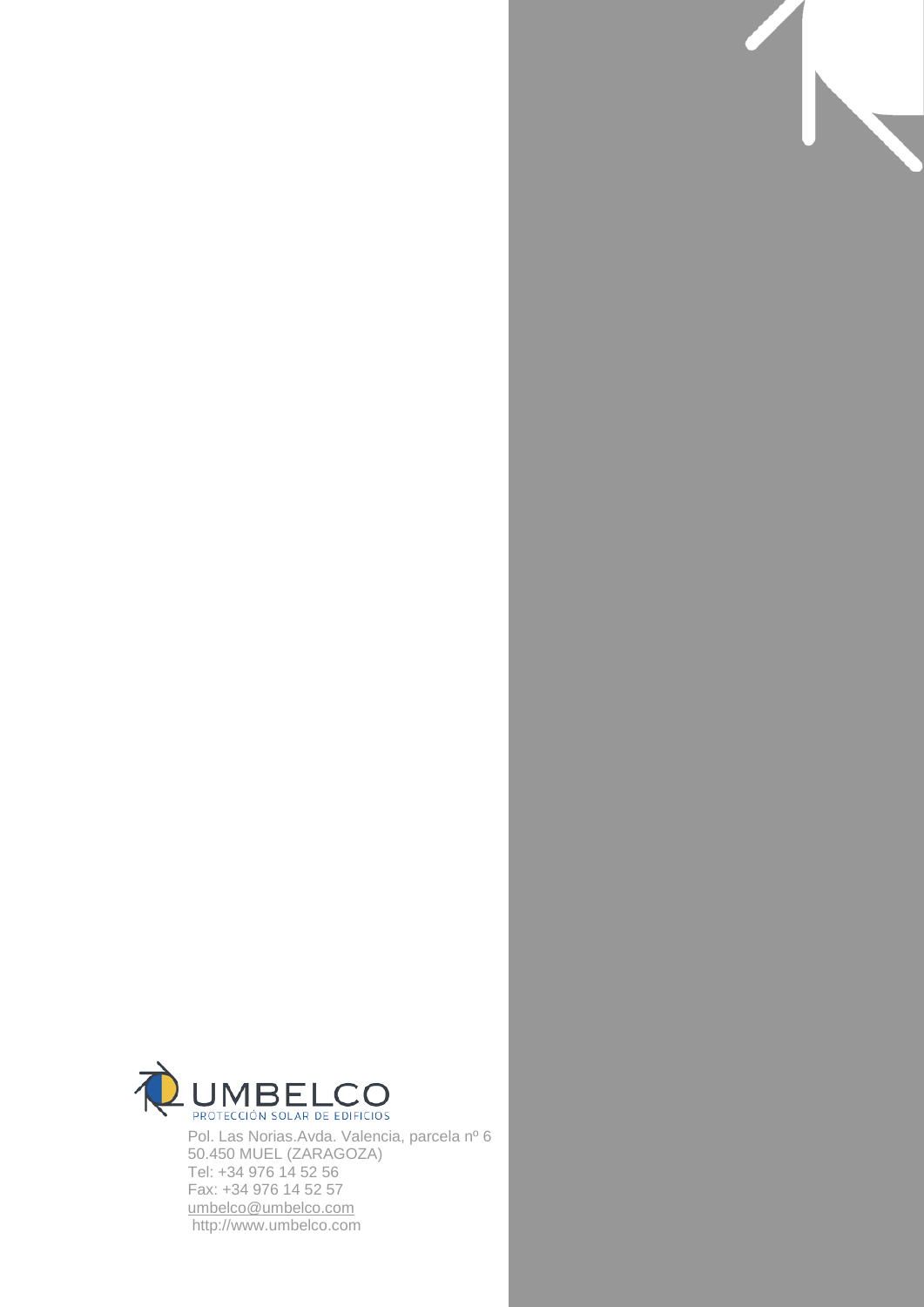UMBELCO

PROTECCIÓN SOLAR DE EDIFICIOS

Pol. Las Norias.Avda. Valencia, parcela nº 6
50.450 MUEL (ZARAGOZA)
Tel: +34 976 14 52 56
Fax: +34 976 14 52 57
umbelco@umbelco.com
http://www.umbelco.com